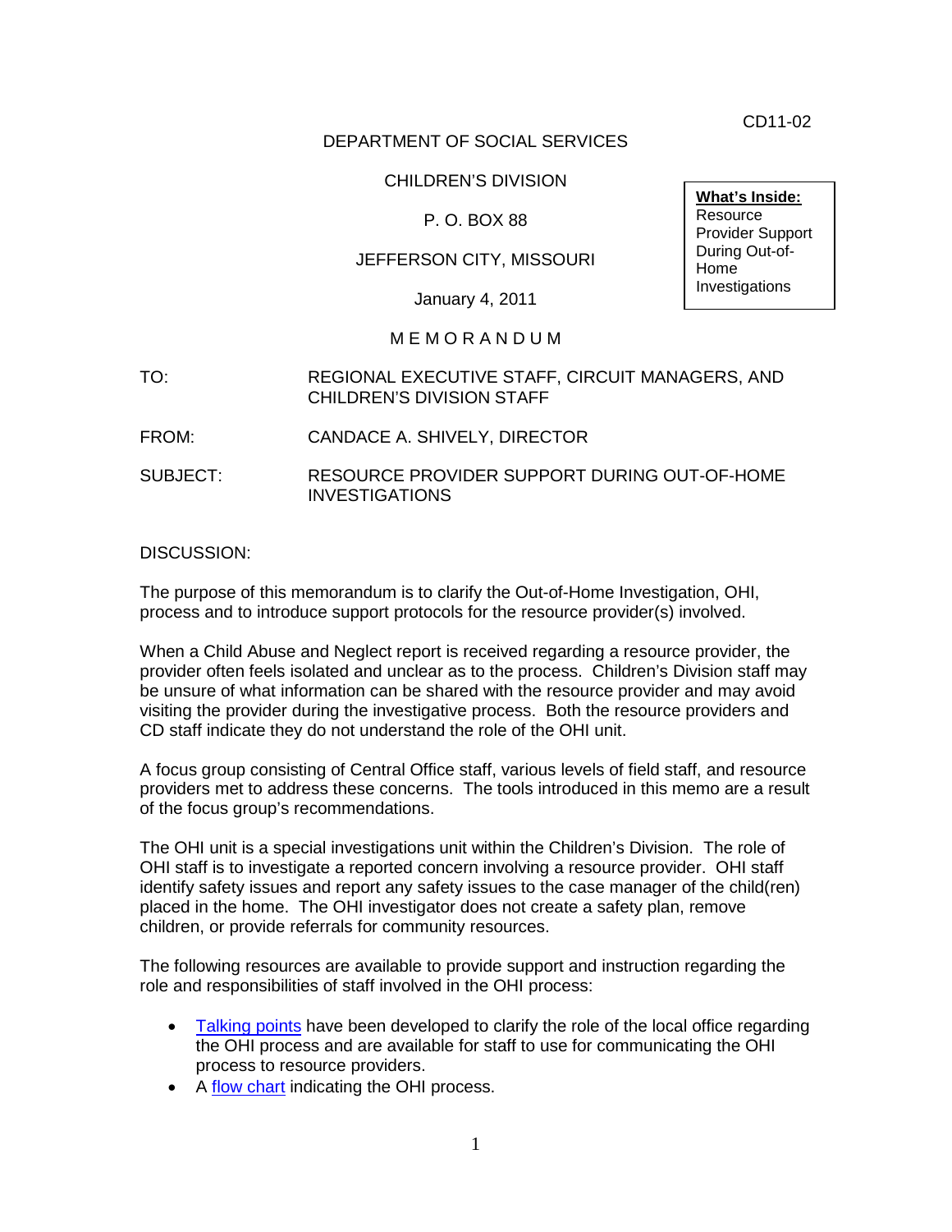CD11-02

DEPARTMENT OF SOCIAL SERVICES

CHILDREN'S DIVISION

P. O. BOX 88

JEFFERSON CITY, MISSOURI

January 4, 2011

**What's Inside:**
Resource Provider Support During Out-of-Home Investigations

M E M O R A N D U M

TO: REGIONAL EXECUTIVE STAFF, CIRCUIT MANAGERS, AND CHILDREN'S DIVISION STAFF

FROM: CANDACE A. SHIVELY, DIRECTOR

SUBJECT: RESOURCE PROVIDER SUPPORT DURING OUT-OF-HOME INVESTIGATIONS

DISCUSSION:

The purpose of this memorandum is to clarify the Out-of-Home Investigation, OHI, process and to introduce support protocols for the resource provider(s) involved.

When a Child Abuse and Neglect report is received regarding a resource provider, the provider often feels isolated and unclear as to the process. Children's Division staff may be unsure of what information can be shared with the resource provider and may avoid visiting the provider during the investigative process. Both the resource providers and CD staff indicate they do not understand the role of the OHI unit.

A focus group consisting of Central Office staff, various levels of field staff, and resource providers met to address these concerns. The tools introduced in this memo are a result of the focus group's recommendations.

The OHI unit is a special investigations unit within the Children's Division. The role of OHI staff is to investigate a reported concern involving a resource provider. OHI staff identify safety issues and report any safety issues to the case manager of the child(ren) placed in the home. The OHI investigator does not create a safety plan, remove children, or provide referrals for community resources.

The following resources are available to provide support and instruction regarding the role and responsibilities of staff involved in the OHI process:

- Talking points have been developed to clarify the role of the local office regarding the OHI process and are available for staff to use for communicating the OHI process to resource providers.
- A flow chart indicating the OHI process.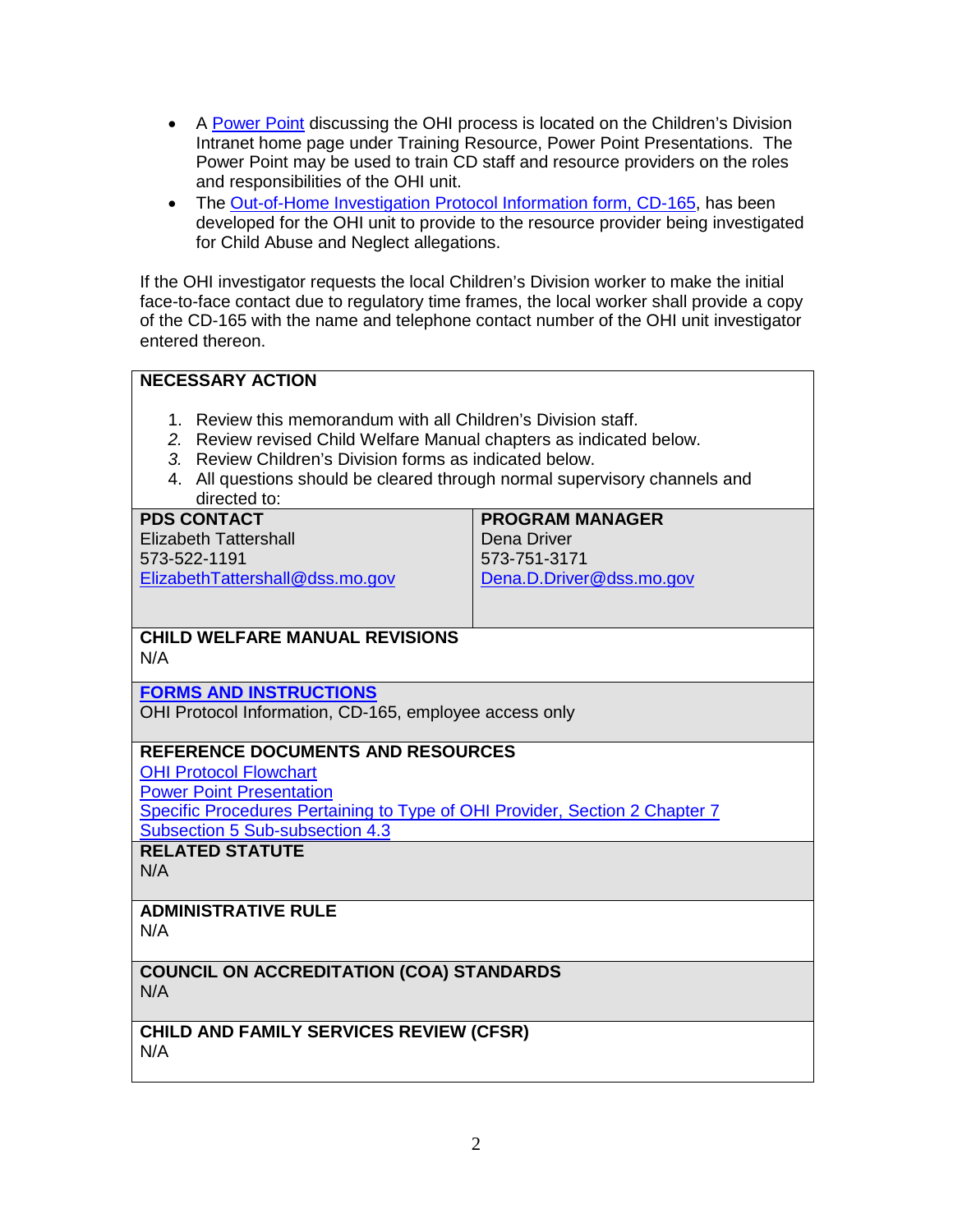- A Power Point discussing the OHI process is located on the Children's Division Intranet home page under Training Resource, Power Point Presentations. The Power Point may be used to train CD staff and resource providers on the roles and responsibilities of the OHI unit.
- The Out-of-Home Investigation Protocol Information form, CD-165, has been developed for the OHI unit to provide to the resource provider being investigated for Child Abuse and Neglect allegations.

If the OHI investigator requests the local Children's Division worker to make the initial face-to-face contact due to regulatory time frames, the local worker shall provide a copy of the CD-165 with the name and telephone contact number of the OHI unit investigator entered thereon.

**NECESSARY ACTION**

1. Review this memorandum with all Children's Division staff.
2. Review revised Child Welfare Manual chapters as indicated below.
3. Review Children's Division forms as indicated below.
4. All questions should be cleared through normal supervisory channels and directed to:

| **PDS CONTACT** | **PROGRAM MANAGER** |
|---|---|
| Elizabeth Tattershall<br>573-522-1191<br>ElizabethTattershall@dss.mo.gov | Dena Driver<br>573-751-3171<br>Dena.D.Driver@dss.mo.gov |

**CHILD WELFARE MANUAL REVISIONS**
N/A

**FORMS AND INSTRUCTIONS**
OHI Protocol Information, CD-165, employee access only

**REFERENCE DOCUMENTS AND RESOURCES**
OHI Protocol Flowchart
Power Point Presentation
Specific Procedures Pertaining to Type of OHI Provider, Section 2 Chapter 7 Subsection 5 Sub-subsection 4.3

**RELATED STATUTE**
N/A

**ADMINISTRATIVE RULE**
N/A

**COUNCIL ON ACCREDITATION (COA) STANDARDS**
N/A

**CHILD AND FAMILY SERVICES REVIEW (CFSR)**
N/A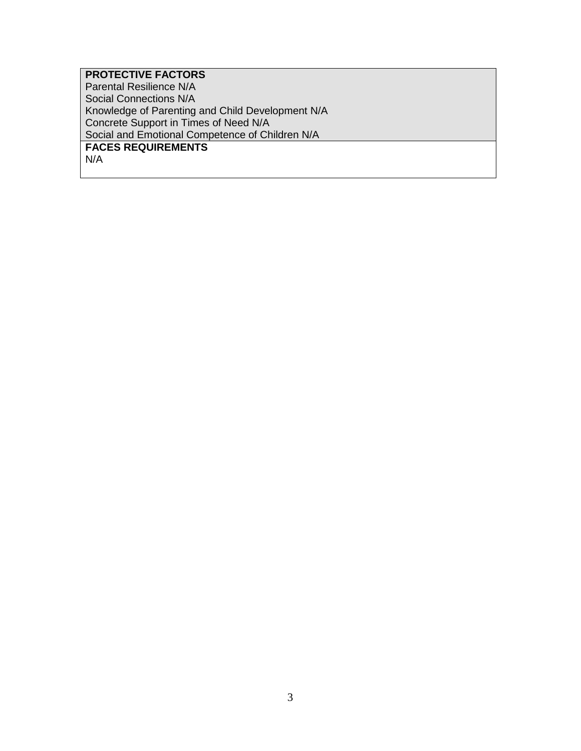**PROTECTIVE FACTORS**

Parental Resilience N/A
Social Connections N/A
Knowledge of Parenting and Child Development N/A
Concrete Support in Times of Need N/A
Social and Emotional Competence of Children N/A

**FACES REQUIREMENTS**

N/A